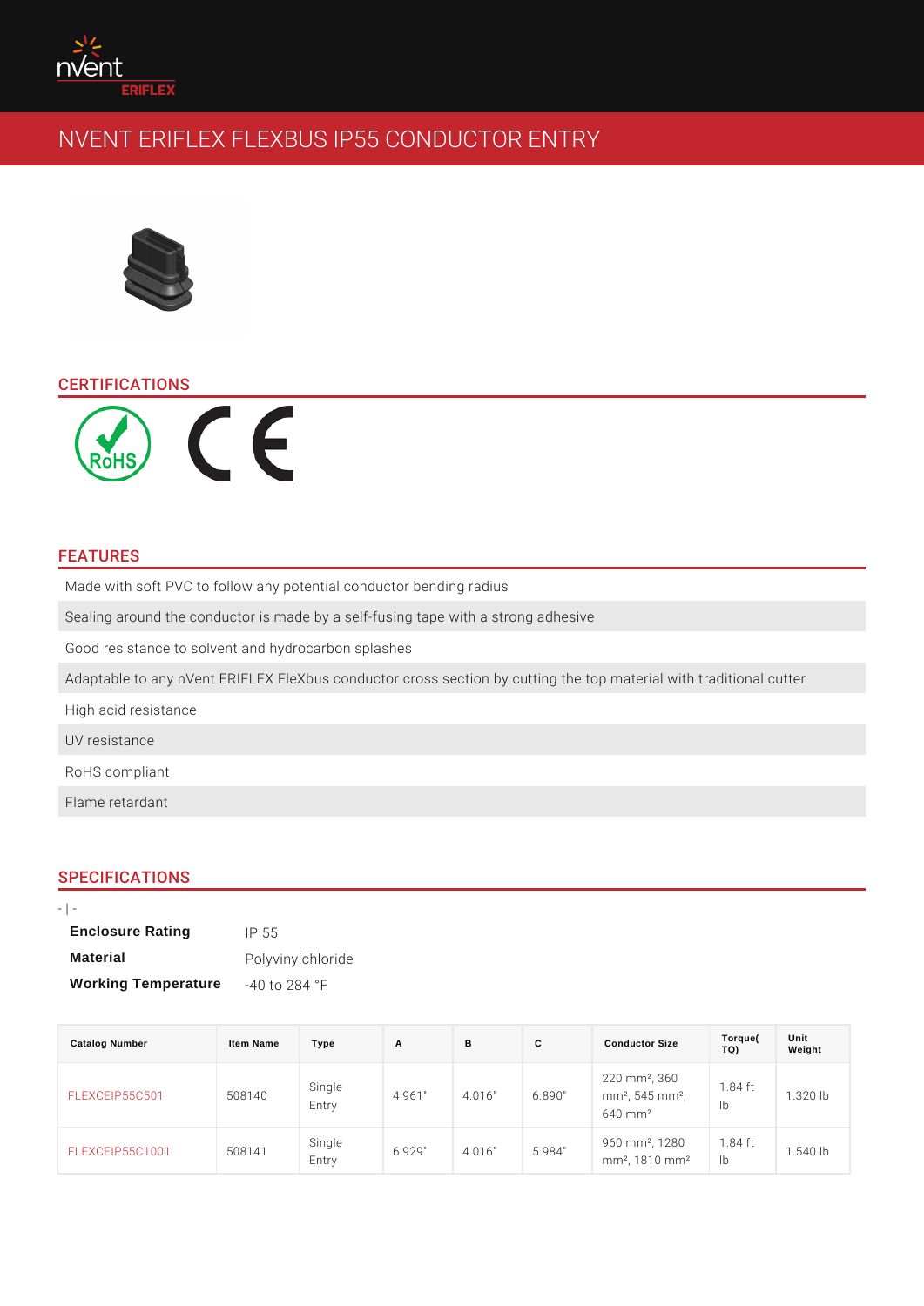# NVENT ERIFLEX FLEXBUS IP55 CONDUCTOR ENTRY

## CERTIFICATIONS

## FEATURES

- Made with soft PVC to follow any potential conductor bending radius
- Sealing around the conductor is made by a self-fusing tape with a strong adhesive
- Good resistance to solvent and hydrocarbon splashes
- Adaptable to any nVent ERIFLEX FleXbus conductor cross section by cutting the top material with traditional cutter
- High acid resistance
- UV resistance
- RoHS compliant
- Flame retardant

## SPECIFICATIONS

- | -

| | |
|---|---|
| **Enclosure Rating** | IP 55 |
| **Material** | Polyvinylchloride |
| **Working Temperature** | -40 to 284 °F |

| Catalog Number | Item Name | Type | A | B | C | Conductor Size | Torque( TQ) | Unit Weight |
|---|---|---|---|---|---|---|---|---|
| FLEXCEIP55C501 | 508140 | Single Entry | 4.961" | 4.016" | 6.890" | 220 mm², 360 mm², 545 mm², 640 mm² | 1.84 ft lb | 1.320 lb |
| FLEXCEIP55C1001 | 508141 | Single Entry | 6.929" | 4.016" | 5.984" | 960 mm², 1280 mm², 1810 mm² | 1.84 ft lb | 1.540 lb |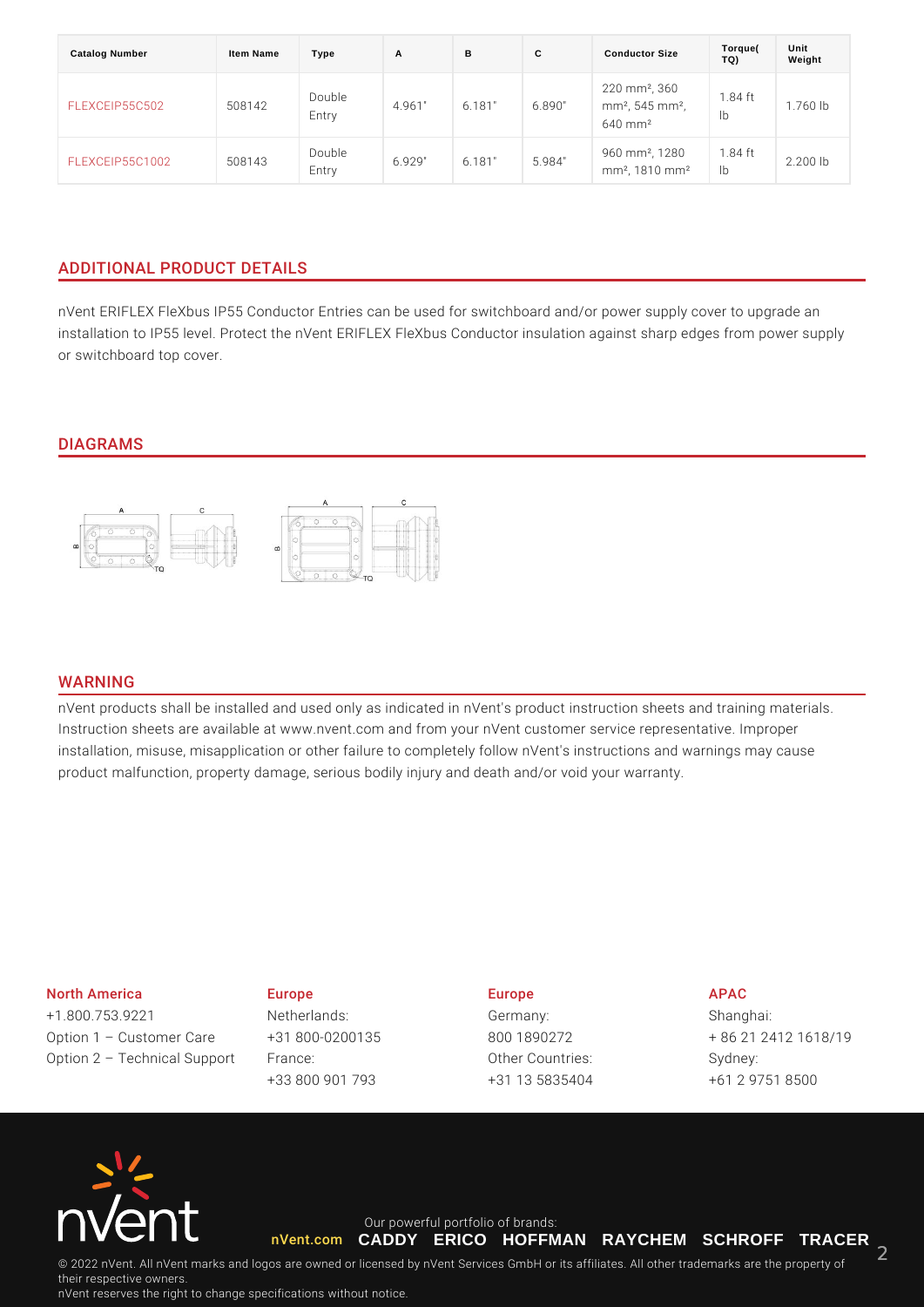| Catalog Number | Item Name | Type | A | B | C | Conductor Size | Torque( TQ) | Unit Weight |
|---|---|---|---|---|---|---|---|---|
| FLEXCEIP55C502 | 508142 | Double Entry | 4.961" | 6.181" | 6.890" | 220 mm², 360 mm², 545 mm², 640 mm² | 1.84 ft lb | 1.760 lb |
| FLEXCEIP55C1002 | 508143 | Double Entry | 6.929" | 6.181" | 5.984" | 960 mm², 1280 mm², 1810 mm² | 1.84 ft lb | 2.200 lb |

## ADDITIONAL PRODUCT DETAILS

nVent ERIFLEX FleXbus IP55 Conductor Entries can be used for switchboard and/or power supply cover to upgrade an installation to IP55 level. Protect the nVent ERIFLEX FleXbus Conductor insulation against sharp edges from power supply or switchboard top cover.

## DIAGRAMS

A
C
B
TQ

A
C
B
TQ

## WARNING

nVent products shall be installed and used only as indicated in nVent's product instruction sheets and training materials. Instruction sheets are available at www.nvent.com and from your nVent customer service representative. Improper installation, misuse, misapplication or other failure to completely follow nVent's instructions and warnings may cause product malfunction, property damage, serious bodily injury and death and/or void your warranty.

**North America**
+1.800.753.9221
Option 1 – Customer Care
Option 2 – Technical Support

**Europe**
Netherlands:
+31 800-0200135
France:
+33 800 901 793

**Europe**
Germany:
800 1890272
Other Countries:
+31 13 5835404

**APAC**
Shanghai:
+ 86 21 2412 1618/19
Sydney:
+61 2 9751 8500

Our powerful portfolio of brands:
nVent.com **CADDY ERICO HOFFMAN RAYCHEM SCHROFF TRACER**

© 2022 nVent. All nVent marks and logos are owned or licensed by nVent Services GmbH or its affiliates. All other trademarks are the property of their respective owners.
nVent reserves the right to change specifications without notice.